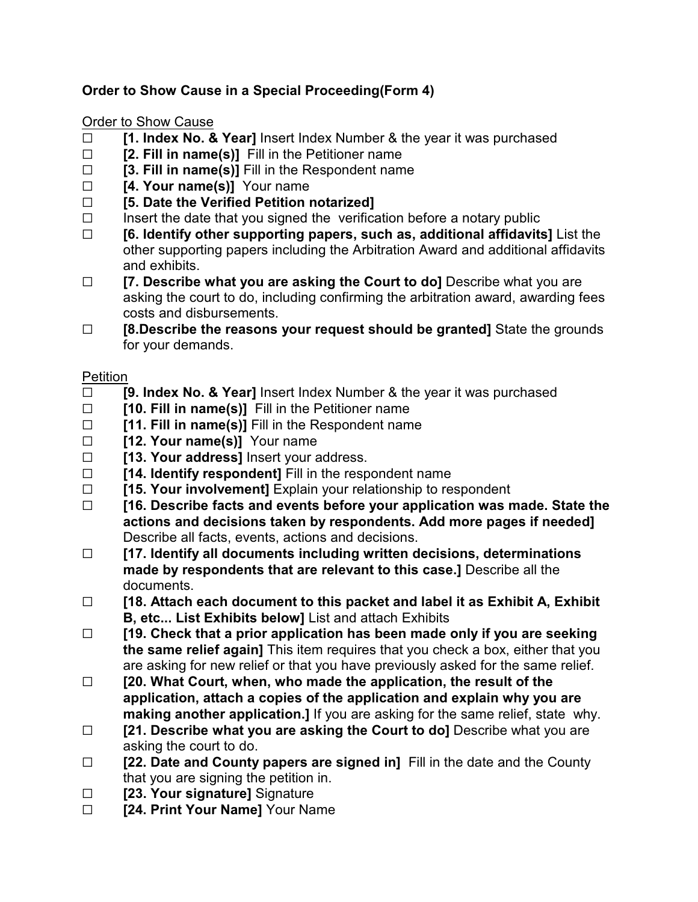**Order to Show Cause in a Special Proceeding(Form 4)**

Order to Show Cause

- ☐ **[1. Index No. & Year]** Insert Index Number & the year it was purchased
- ☐ **[2. Fill in name(s)]** Fill in the Petitioner name
- ☐ **[3. Fill in name(s)]** Fill in the Respondent name
- ☐ **[4. Your name(s)]** Your name
- ☐ **[5. Date the Verified Petition notarized]**
- ☐ Insert the date that you signed the verification before a notary public
- ☐ **[6. Identify other supporting papers, such as, additional affidavits]** List the other supporting papers including the Arbitration Award and additional affidavits and exhibits.
- ☐ **[7. Describe what you are asking the Court to do]** Describe what you are asking the court to do, including confirming the arbitration award, awarding fees costs and disbursements.
- ☐ **[8.Describe the reasons your request should be granted]** State the grounds for your demands.

Petition

- ☐ **[9. Index No. & Year]** Insert Index Number & the year it was purchased
- ☐ **[10. Fill in name(s)]** Fill in the Petitioner name
- ☐ **[11. Fill in name(s)]** Fill in the Respondent name
- ☐ **[12. Your name(s)]** Your name
- ☐ **[13. Your address]** Insert your address.
- ☐ **[14. Identify respondent]** Fill in the respondent name
- ☐ **[15. Your involvement]** Explain your relationship to respondent
- ☐ **[16. Describe facts and events before your application was made. State the actions and decisions taken by respondents. Add more pages if needed]** Describe all facts, events, actions and decisions.
- ☐ **[17. Identify all documents including written decisions, determinations made by respondents that are relevant to this case.]** Describe all the documents.
- ☐ **[18. Attach each document to this packet and label it as Exhibit A, Exhibit B, etc... List Exhibits below]** List and attach Exhibits
- ☐ **[19. Check that a prior application has been made only if you are seeking the same relief again]** This item requires that you check a box, either that you are asking for new relief or that you have previously asked for the same relief.
- ☐ **[20. What Court, when, who made the application, the result of the application, attach a copies of the application and explain why you are making another application.]** If you are asking for the same relief, state why.
- ☐ **[21. Describe what you are asking the Court to do]** Describe what you are asking the court to do.
- ☐ **[22. Date and County papers are signed in]** Fill in the date and the County that you are signing the petition in.
- ☐ **[23. Your signature]** Signature
- ☐ **[24. Print Your Name]** Your Name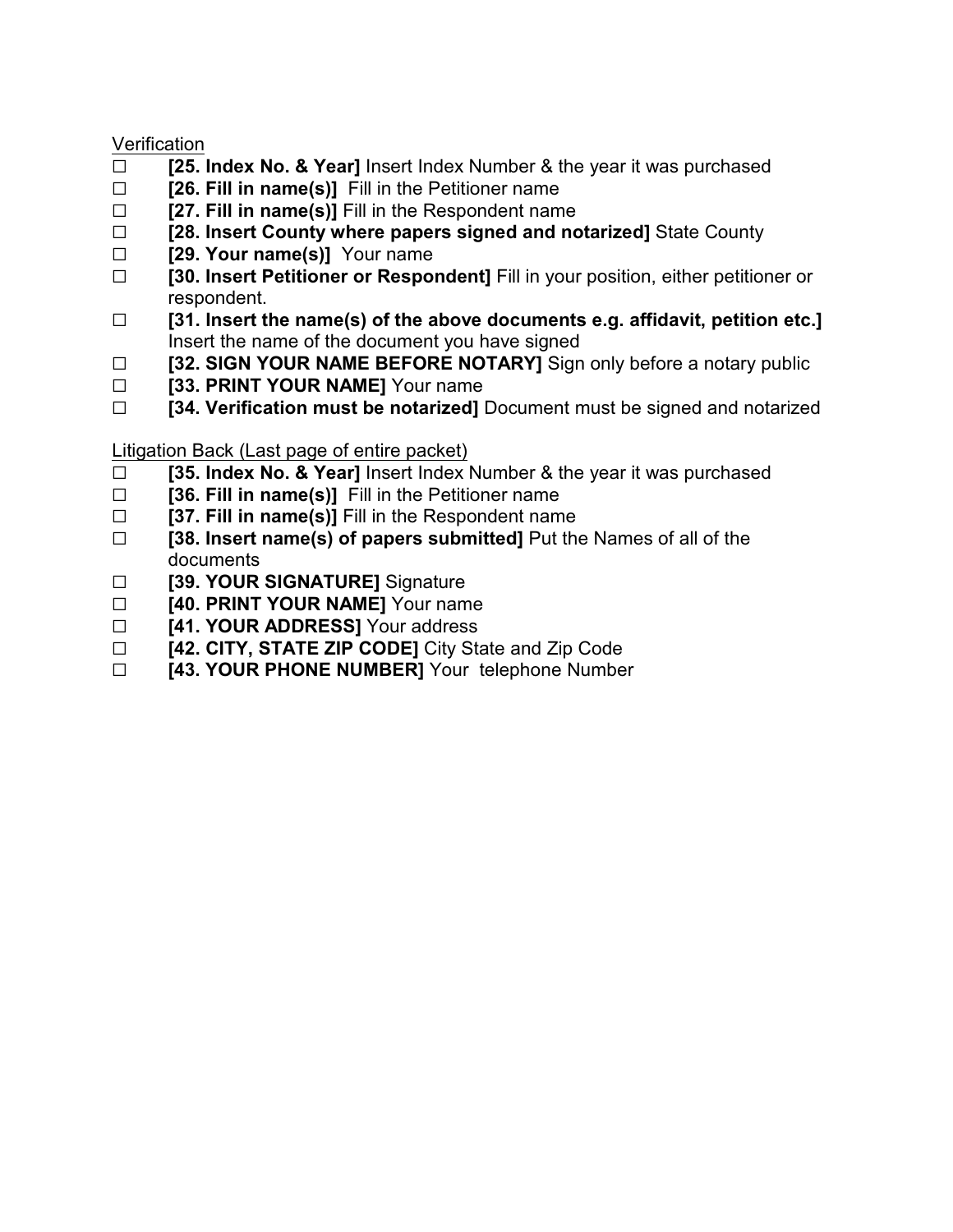<u>Verification</u>

☐ **[25. Index No. & Year]** Insert Index Number & the year it was purchased
☐ **[26. Fill in name(s)]** Fill in the Petitioner name
☐ **[27. Fill in name(s)]** Fill in the Respondent name
☐ **[28. Insert County where papers signed and notarized]** State County
☐ **[29. Your name(s)]** Your name
☐ **[30. Insert Petitioner or Respondent]** Fill in your position, either petitioner or respondent.
☐ **[31. Insert the name(s) of the above documents e.g. affidavit, petition etc.]** Insert the name of the document you have signed
☐ **[32. SIGN YOUR NAME BEFORE NOTARY]** Sign only before a notary public
☐ **[33. PRINT YOUR NAME]** Your name
☐ **[34. Verification must be notarized]** Document must be signed and notarized

<u>Litigation Back (Last page of entire packet)</u>

☐ **[35. Index No. & Year]** Insert Index Number & the year it was purchased
☐ **[36. Fill in name(s)]** Fill in the Petitioner name
☐ **[37. Fill in name(s)]** Fill in the Respondent name
☐ **[38. Insert name(s) of papers submitted]** Put the Names of all of the documents
☐ **[39. YOUR SIGNATURE]** Signature
☐ **[40. PRINT YOUR NAME]** Your name
☐ **[41. YOUR ADDRESS]** Your address
☐ **[42. CITY, STATE ZIP CODE]** City State and Zip Code
☐ **[43. YOUR PHONE NUMBER]** Your telephone Number